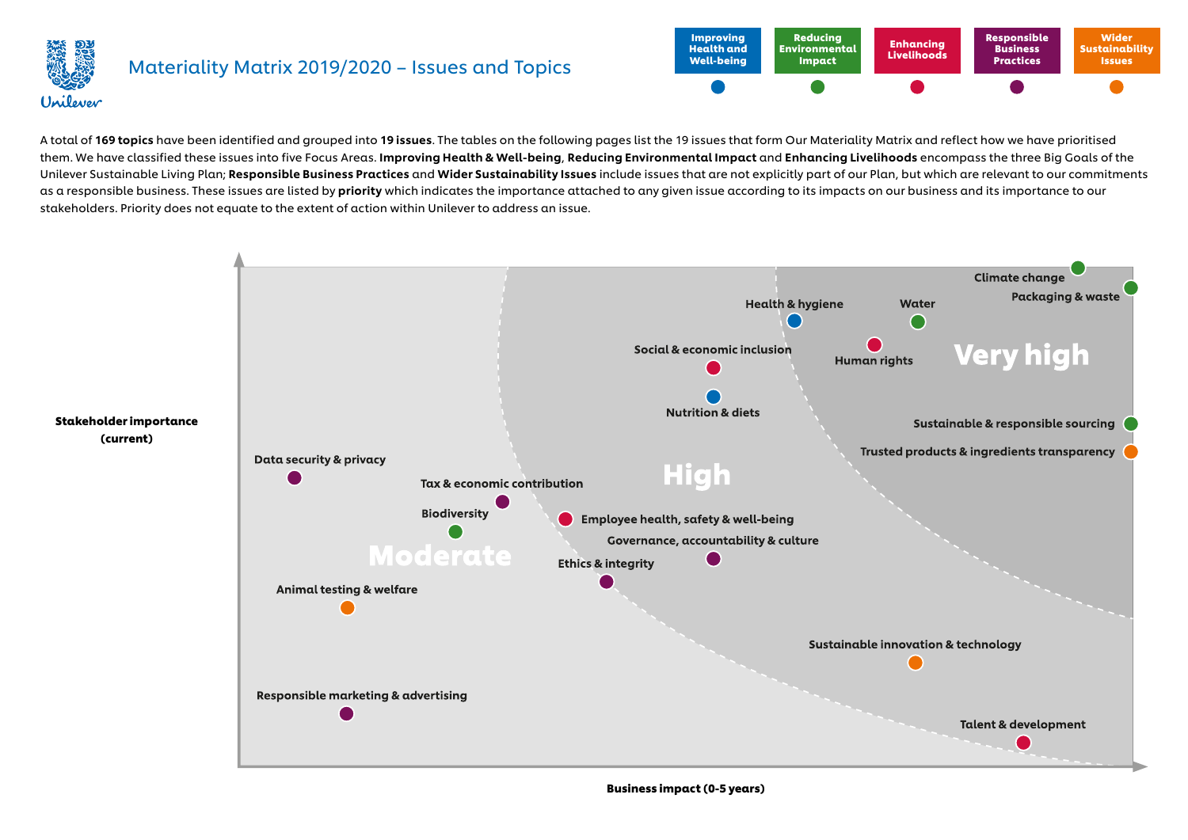# Materiality Matrix 2019/2020 – Issues and Topics

Improving Health and Well-being | Reducing Environmental Impact | Enhancing Livelihoods | Responsible Business Practices | Wider Sustainability Issues

A total of **169 topics** have been identified and grouped into **19 issues**. The tables on the following pages list the 19 issues that form Our Materiality Matrix and reflect how we have prioritised them. We have classified these issues into five Focus Areas. **Improving Health & Well-being**, **Reducing Environmental Impact** and **Enhancing Livelihoods** encompass the three Big Goals of the Unilever Sustainable Living Plan; **Responsible Business Practices** and **Wider Sustainability Issues** include issues that are not explicitly part of our Plan, but which are relevant to our commitments as a responsible business. These issues are listed by **priority** which indicates the importance attached to any given issue according to its impacts on our business and its importance to our stakeholders. Priority does not equate to the extent of action within Unilever to address an issue.

Stakeholder importance (current)

Business impact (0-5 years)

**Very high**
- Climate change
- Packaging & waste
- Water
- Human rights
- Sustainable & responsible sourcing
- Trusted products & ingredients transparency

**High**
- Health & hygiene
- Social & economic inclusion
- Nutrition & diets
- Employee health, safety & well-being
- Governance, accountability & culture
- Ethics & integrity
- Sustainable innovation & technology
- Talent & development

**Moderate**
- Data security & privacy
- Tax & economic contribution
- Biodiversity
- Animal testing & welfare
- Responsible marketing & advertising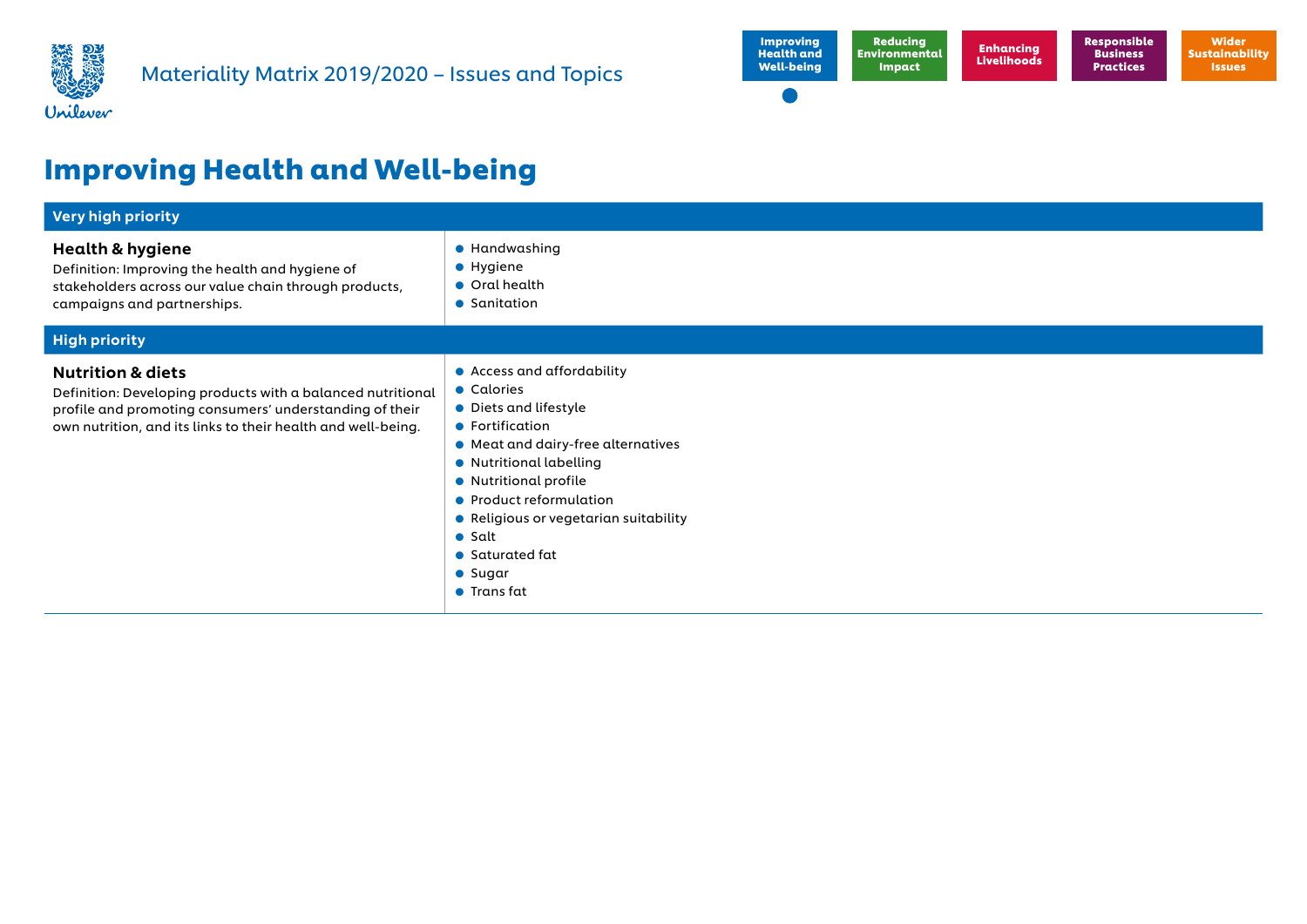Materiality Matrix 2019/2020 – Issues and Topics

Improving Health and Well-being | Reducing Environmental Impact | Enhancing Livelihoods | Responsible Business Practices | Wider Sustainability Issues

# Improving Health and Well-being

## Very high priority

### Health & hygiene

Definition: Improving the health and hygiene of stakeholders across our value chain through products, campaigns and partnerships.

- Handwashing
- Hygiene
- Oral health
- Sanitation

## High priority

### Nutrition & diets

Definition: Developing products with a balanced nutritional profile and promoting consumers' understanding of their own nutrition, and its links to their health and well-being.

- Access and affordability
- Calories
- Diets and lifestyle
- Fortification
- Meat and dairy-free alternatives
- Nutritional labelling
- Nutritional profile
- Product reformulation
- Religious or vegetarian suitability
- Salt
- Saturated fat
- Sugar
- Trans fat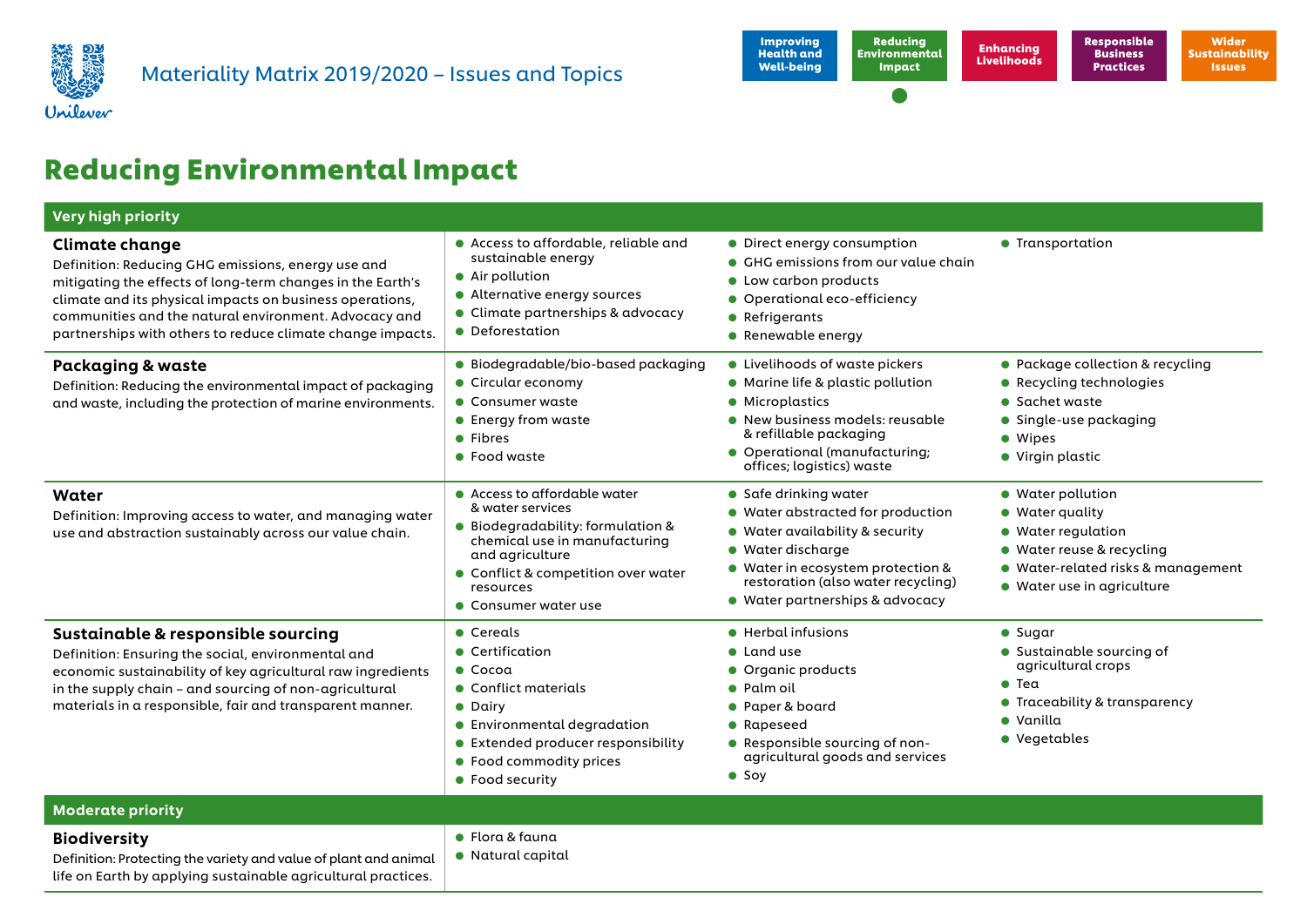Materiality Matrix 2019/2020 – Issues and Topics

Improving Health and Well-being | Reducing Environmental Impact | Enhancing Livelihoods | Responsible Business Practices | Wider Sustainability Issues

# Reducing Environmental Impact

## Very high priority

### Climate change

Definition: Reducing GHG emissions, energy use and mitigating the effects of long-term changes in the Earth's climate and its physical impacts on business operations, communities and the natural environment. Advocacy and partnerships with others to reduce climate change impacts.

- Access to affordable, reliable and sustainable energy
- Air pollution
- Alternative energy sources
- Climate partnerships & advocacy
- Deforestation
- Direct energy consumption
- GHG emissions from our value chain
- Low carbon products
- Operational eco-efficiency
- Refrigerants
- Renewable energy
- Transportation

### Packaging & waste

Definition: Reducing the environmental impact of packaging and waste, including the protection of marine environments.

- Biodegradable/bio-based packaging
- Circular economy
- Consumer waste
- Energy from waste
- Fibres
- Food waste
- Livelihoods of waste pickers
- Marine life & plastic pollution
- Microplastics
- New business models: reusable & refillable packaging
- Operational (manufacturing; offices; logistics) waste
- Package collection & recycling
- Recycling technologies
- Sachet waste
- Single-use packaging
- Wipes
- Virgin plastic

### Water

Definition: Improving access to water, and managing water use and abstraction sustainably across our value chain.

- Access to affordable water & water services
- Biodegradability: formulation & chemical use in manufacturing and agriculture
- Conflict & competition over water resources
- Consumer water use
- Safe drinking water
- Water abstracted for production
- Water availability & security
- Water discharge
- Water in ecosystem protection & restoration (also water recycling)
- Water partnerships & advocacy
- Water pollution
- Water quality
- Water regulation
- Water reuse & recycling
- Water-related risks & management
- Water use in agriculture

### Sustainable & responsible sourcing

Definition: Ensuring the social, environmental and economic sustainability of key agricultural raw ingredients in the supply chain – and sourcing of non-agricultural materials in a responsible, fair and transparent manner.

- Cereals
- Certification
- Cocoa
- Conflict materials
- Dairy
- Environmental degradation
- Extended producer responsibility
- Food commodity prices
- Food security
- Herbal infusions
- Land use
- Organic products
- Palm oil
- Paper & board
- Rapeseed
- Responsible sourcing of non-agricultural goods and services
- Soy
- Sugar
- Sustainable sourcing of agricultural crops
- Tea
- Traceability & transparency
- Vanilla
- Vegetables

## Moderate priority

### Biodiversity

Definition: Protecting the variety and value of plant and animal life on Earth by applying sustainable agricultural practices.

- Flora & fauna
- Natural capital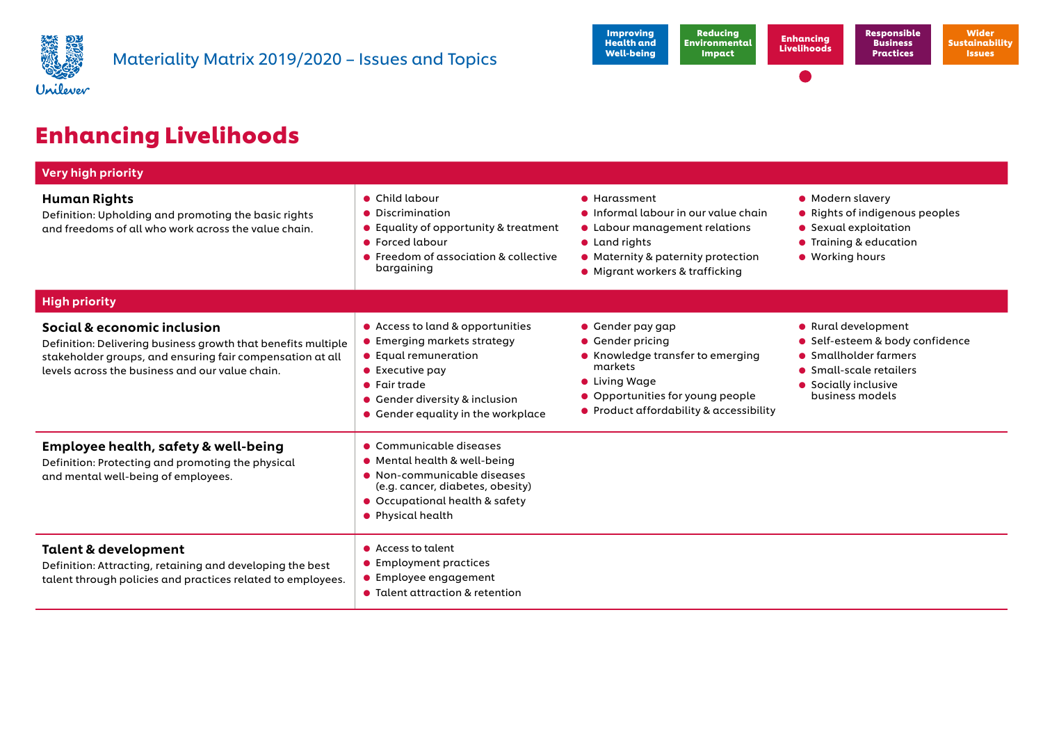Materiality Matrix 2019/2020 – Issues and Topics

Improving Health and Well-being | Reducing Environmental Impact | Enhancing Livelihoods | Responsible Business Practices | Wider Sustainability Issues

# Enhancing Livelihoods

## Very high priority

### Human Rights

Definition: Upholding and promoting the basic rights and freedoms of all who work across the value chain.

- Child labour
- Discrimination
- Equality of opportunity & treatment
- Forced labour
- Freedom of association & collective bargaining
- Harassment
- Informal labour in our value chain
- Labour management relations
- Land rights
- Maternity & paternity protection
- Migrant workers & trafficking
- Modern slavery
- Rights of indigenous peoples
- Sexual exploitation
- Training & education
- Working hours

## High priority

### Social & economic inclusion

Definition: Delivering business growth that benefits multiple stakeholder groups, and ensuring fair compensation at all levels across the business and our value chain.

- Access to land & opportunities
- Emerging markets strategy
- Equal remuneration
- Executive pay
- Fair trade
- Gender diversity & inclusion
- Gender equality in the workplace
- Gender pay gap
- Gender pricing
- Knowledge transfer to emerging markets
- Living Wage
- Opportunities for young people
- Product affordability & accessibility
- Rural development
- Self-esteem & body confidence
- Smallholder farmers
- Small-scale retailers
- Socially inclusive business models

### Employee health, safety & well-being

Definition: Protecting and promoting the physical and mental well-being of employees.

- Communicable diseases
- Mental health & well-being
- Non-communicable diseases (e.g. cancer, diabetes, obesity)
- Occupational health & safety
- Physical health

### Talent & development

Definition: Attracting, retaining and developing the best talent through policies and practices related to employees.

- Access to talent
- Employment practices
- Employee engagement
- Talent attraction & retention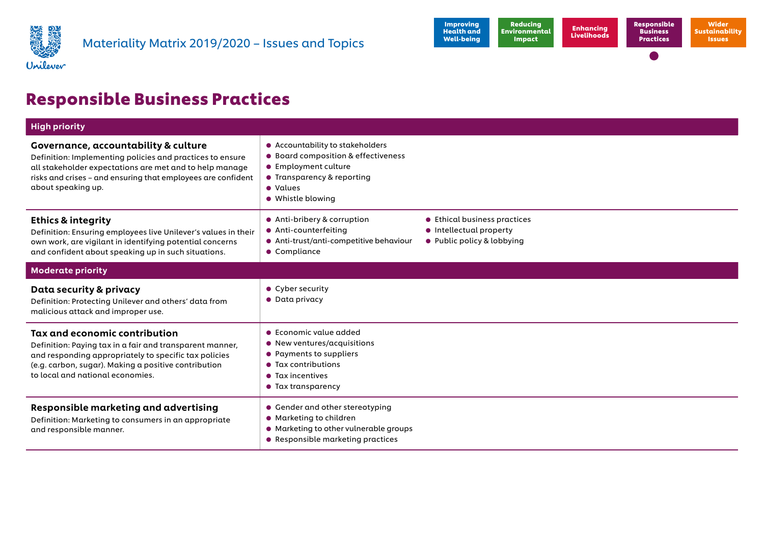# Materiality Matrix 2019/2020 – Issues and Topics

Improving Health and Well-being | Reducing Environmental Impact | Enhancing Livelihoods | Responsible Business Practices | Wider Sustainability Issues

## Responsible Business Practices

### High priority

| Issue | Topics |
| --- | --- |
| **Governance, accountability & culture**<br>Definition: Implementing policies and practices to ensure all stakeholder expectations are met and to help manage risks and crises – and ensuring that employees are confident about speaking up. | • Accountability to stakeholders<br>• Board composition & effectiveness<br>• Employment culture<br>• Transparency & reporting<br>• Values<br>• Whistle blowing |
| **Ethics & integrity**<br>Definition: Ensuring employees live Unilever's values in their own work, are vigilant in identifying potential concerns and confident about speaking up in such situations. | • Anti-bribery & corruption<br>• Anti-counterfeiting<br>• Anti-trust/anti-competitive behaviour<br>• Compliance<br>• Ethical business practices<br>• Intellectual property<br>• Public policy & lobbying |

### Moderate priority

| Issue | Topics |
| --- | --- |
| **Data security & privacy**<br>Definition: Protecting Unilever and others' data from malicious attack and improper use. | • Cyber security<br>• Data privacy |
| **Tax and economic contribution**<br>Definition: Paying tax in a fair and transparent manner, and responding appropriately to specific tax policies (e.g. carbon, sugar). Making a positive contribution to local and national economies. | • Economic value added<br>• New ventures/acquisitions<br>• Payments to suppliers<br>• Tax contributions<br>• Tax incentives<br>• Tax transparency |
| **Responsible marketing and advertising**<br>Definition: Marketing to consumers in an appropriate and responsible manner. | • Gender and other stereotyping<br>• Marketing to children<br>• Marketing to other vulnerable groups<br>• Responsible marketing practices |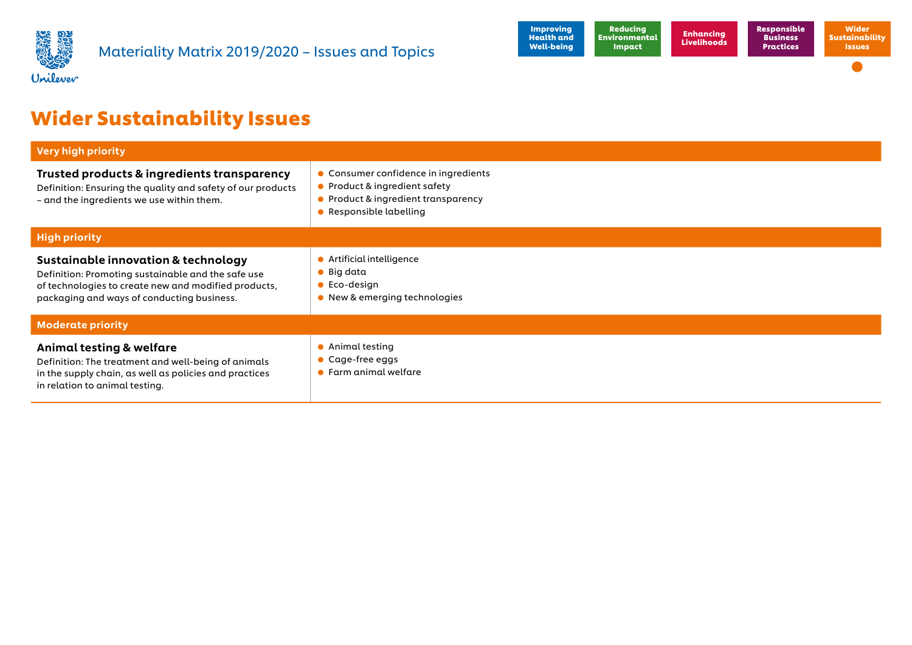Materiality Matrix 2019/2020 – Issues and Topics

Improving Health and Well-being | Reducing Environmental Impact | Enhancing Livelihoods | Responsible Business Practices | Wider Sustainability Issues

# Wider Sustainability Issues

## Very high priority

**Trusted products & ingredients transparency**
Definition: Ensuring the quality and safety of our products – and the ingredients we use within them.

- Consumer confidence in ingredients
- Product & ingredient safety
- Product & ingredient transparency
- Responsible labelling

## High priority

**Sustainable innovation & technology**
Definition: Promoting sustainable and the safe use of technologies to create new and modified products, packaging and ways of conducting business.

- Artificial intelligence
- Big data
- Eco-design
- New & emerging technologies

## Moderate priority

**Animal testing & welfare**
Definition: The treatment and well-being of animals in the supply chain, as well as policies and practices in relation to animal testing.

- Animal testing
- Cage-free eggs
- Farm animal welfare